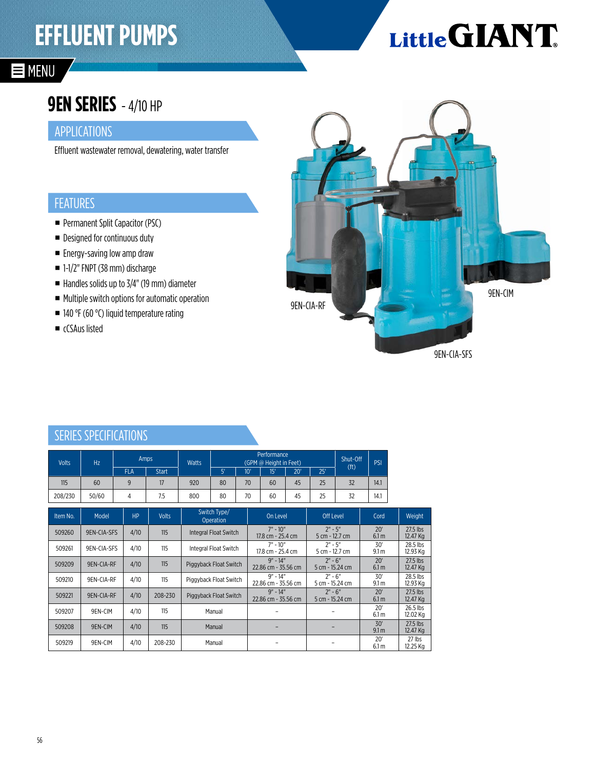# EFFLUENT PUMPS

Little GIANT

MENU

## 9EN SERIES - 4/10 HP

### APPLICATIONS

Effluent wastewater removal, dewatering, water transfer

### FEATURES

- Permanent Split Capacitor (PSC)
- Designed for continuous duty
- Energy-saving low amp draw
- 1-1/2" FNPT (38 mm) discharge
- Handles solids up to 3/4" (19 mm) diameter
- Multiple switch options for automatic operation
- 140 °F (60 °C) liquid temperature rating
- cCSAus listed

9EN-CIA-RF

9EN-CIM

9EN-CIA-SFS

### SERIES SPECIFICATIONS

| Volts | Hz | Amps | | Watts | Performance (GPM @ Height in Feet) | | | | | Shut-Off (ft) | PSI |
|---|---|---|---|---|---|---|---|---|---|---|---|
| | | FLA | Start | | 5' | 10' | 15' | 20' | 25' | | |
| 115 | 60 | 9 | 17 | 920 | 80 | 70 | 60 | 45 | 25 | 32 | 14.1 |
| 208/230 | 50/60 | 4 | 7.5 | 800 | 80 | 70 | 60 | 45 | 25 | 32 | 14.1 |

| Item No. | Model | HP | Volts | Switch Type/ Operation | On Level | Off Level | Cord | Weight |
|---|---|---|---|---|---|---|---|---|
| 509260 | 9EN-CIA-SFS | 4/10 | 115 | Integral Float Switch | 7" - 10" 17.8 cm - 25.4 cm | 2" - 5" 5 cm - 12.7 cm | 20' 6.1 m | 27.5 lbs 12.47 Kg |
| 509261 | 9EN-CIA-SFS | 4/10 | 115 | Integral Float Switch | 7" - 10" 17.8 cm - 25.4 cm | 2" - 5" 5 cm - 12.7 cm | 30' 9.1 m | 28.5 lbs 12.93 Kg |
| 509209 | 9EN-CIA-RF | 4/10 | 115 | Piggyback Float Switch | 9" - 14" 22.86 cm - 35.56 cm | 2" - 6" 5 cm - 15.24 cm | 20' 6.1 m | 27.5 lbs 12.47 Kg |
| 509210 | 9EN-CIA-RF | 4/10 | 115 | Piggyback Float Switch | 9" - 14" 22.86 cm - 35.56 cm | 2" - 6" 5 cm - 15.24 cm | 30' 9.1 m | 28.5 lbs 12.93 Kg |
| 509221 | 9EN-CIA-RF | 4/10 | 208-230 | Piggyback Float Switch | 9" - 14" 22.86 cm - 35.56 cm | 2" - 6" 5 cm - 15.24 cm | 20' 6.1 m | 27.5 lbs 12.47 Kg |
| 509207 | 9EN-CIM | 4/10 | 115 | Manual | – | – | 20' 6.1 m | 26.5 lbs 12.02 Kg |
| 509208 | 9EN-CIM | 4/10 | 115 | Manual | – | – | 30' 9.1 m | 27.5 lbs 12.47 Kg |
| 509219 | 9EN-CIM | 4/10 | 208-230 | Manual | – | – | 20' 6.1 m | 27 lbs 12.25 Kg |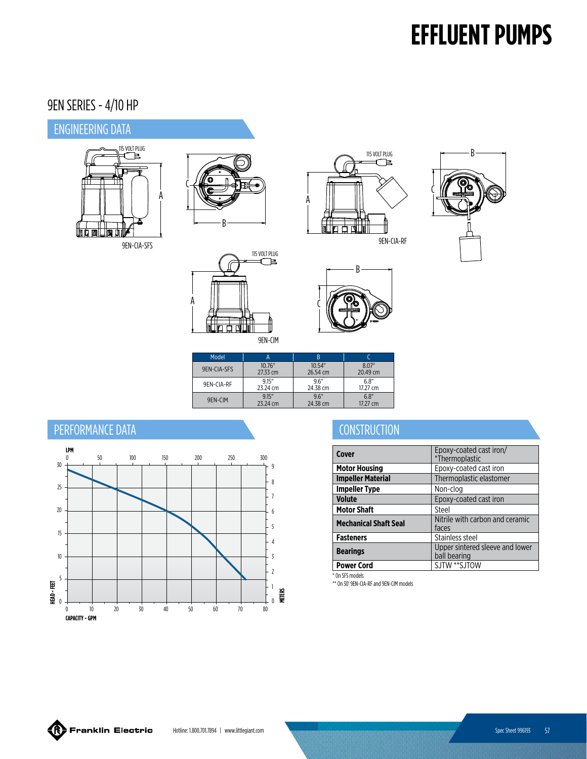# EFFLUENT PUMPS

## 9EN SERIES - 4/10 HP

### ENGINEERING DATA

115 VOLT PLUG

A

C

B

9EN-CIA-SFS

115 VOLT PLUG

A

C

B

9EN-CIA-RF

115 VOLT PLUG

A

C

B

9EN-CIM

| Model | A | B | C |
|---|---|---|---|
| 9EN-CIA-SFS | 10.76"<br>27.33 cm | 10.54"<br>26.54 cm | 8.07"<br>20.49 cm |
| 9EN-CIA-RF | 9.15"<br>23.24 cm | 9.6"<br>24.38 cm | 6.8"<br>17.27 cm |
| 9EN-CIM | 9.15"<br>23.24 cm | 9.6"<br>24.38 cm | 6.8"<br>17.27 cm |

### PERFORMANCE DATA

LPM

0 50 100 150 200 250 300

HEAD - FEET

30 25 20 15 10 5 0

METERS

9 8 7 6 5 4 3 2 1 0

0 10 20 30 40 50 60 70 80

CAPACITY - GPM

### CONSTRUCTION

| | |
|---|---|
| **Cover** | Epoxy-coated cast iron/ *Thermoplastic |
| **Motor Housing** | Epoxy-coated cast iron |
| **Impeller Material** | Thermoplastic elastomer |
| **Impeller Type** | Non-clog |
| **Volute** | Epoxy-coated cast iron |
| **Motor Shaft** | Steel |
| **Mechanical Shaft Seal** | Nitrile with carbon and ceramic faces |
| **Fasteners** | Stainless steel |
| **Bearings** | Upper sintered sleeve and lower ball bearing |
| **Power Cord** | SJTW **SJTOW |

* On SFS models

** On 30' 9EN-CIA-RF and 9EN-CIM models

Franklin Electric

Hotline: 1.800.701.7894 | www.littlegiant.com

Spec Sheet 996193